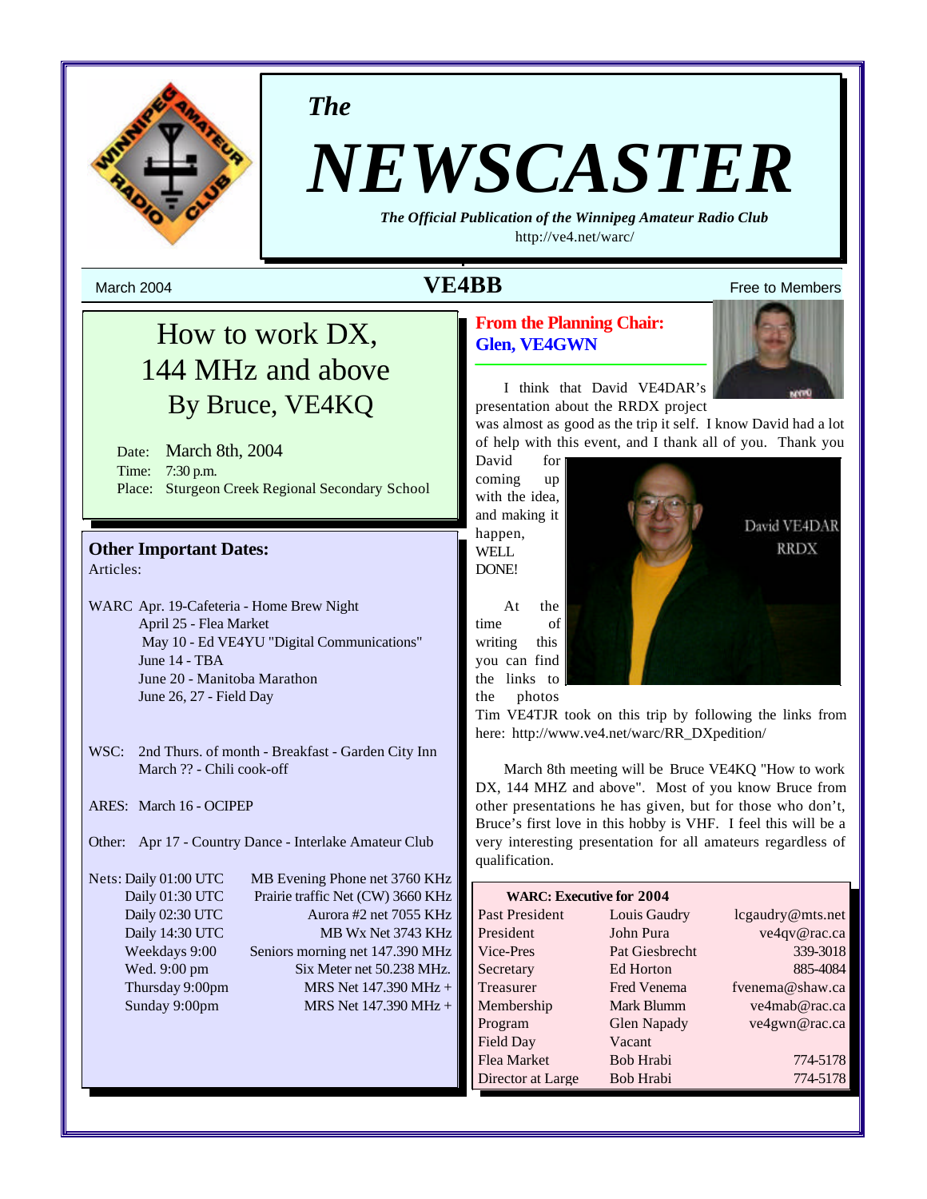# The NEWSCASTER

***The Official Publication of the Winnipeg Amateur Radio Club***

http://ve4.net/warc/

March 2004 — **VE4BB** — Free to Members

## How to work DX, 144 MHz and above
## By Bruce, VE4KQ

Date: March 8th, 2004
Time: 7:30 p.m.
Place: Sturgeon Creek Regional Secondary School

### Other Important Dates:

Articles:

WARC Apr. 19-Cafeteria - Home Brew Night
April 25 - Flea Market
May 10 - Ed VE4YU "Digital Communications"
June 14 - TBA
June 20 - Manitoba Marathon
June 26, 27 - Field Day

WSC: 2nd Thurs. of month - Breakfast - Garden City Inn
March ?? - Chili cook-off

ARES: March 16 - OCIPEP

Other: Apr 17 - Country Dance - Interlake Amateur Club

| Nets: | |
|---|---|
| Daily 01:00 UTC | MB Evening Phone net 3760 KHz |
| Daily 01:30 UTC | Prairie traffic Net (CW) 3660 KHz |
| Daily 02:30 UTC | Aurora #2 net 7055 KHz |
| Daily 14:30 UTC | MB Wx Net 3743 KHz |
| Weekdays 9:00 | Seniors morning net 147.390 MHz |
| Wed. 9:00 pm | Six Meter net 50.238 MHz. |
| Thursday 9:00pm | MRS Net 147.390 MHz + |
| Sunday 9:00pm | MRS Net 147.390 MHz + |

### From the Planning Chair: Glen, VE4GWN

I think that David VE4DAR's presentation about the RRDX project was almost as good as the trip it self. I know David had a lot of help with this event, and I thank all of you. Thank you David for coming up with the idea, and making it happen, WELL DONE!

David VE4DAR RRDX

At the time of writing this you can find the links to the photos Tim VE4TJR took on this trip by following the links from here: http://www.ve4.net/warc/RR_DXpedition/

March 8th meeting will be Bruce VE4KQ "How to work DX, 144 MHZ and above". Most of you know Bruce from other presentations he has given, but for those who don't, Bruce's first love in this hobby is VHF. I feel this will be a very interesting presentation for all amateurs regardless of qualification.

| **WARC: Executive for 2004** | | |
|---|---|---|
| Past President | Louis Gaudry | lcgaudry@mts.net |
| President | John Pura | ve4qv@rac.ca |
| Vice-Pres | Pat Giesbrecht | 339-3018 |
| Secretary | Ed Horton | 885-4084 |
| Treasurer | Fred Venema | fvenema@shaw.ca |
| Membership | Mark Blumm | ve4mab@rac.ca |
| Program | Glen Napady | ve4gwn@rac.ca |
| Field Day | Vacant | |
| Flea Market | Bob Hrabi | 774-5178 |
| Director at Large | Bob Hrabi | 774-5178 |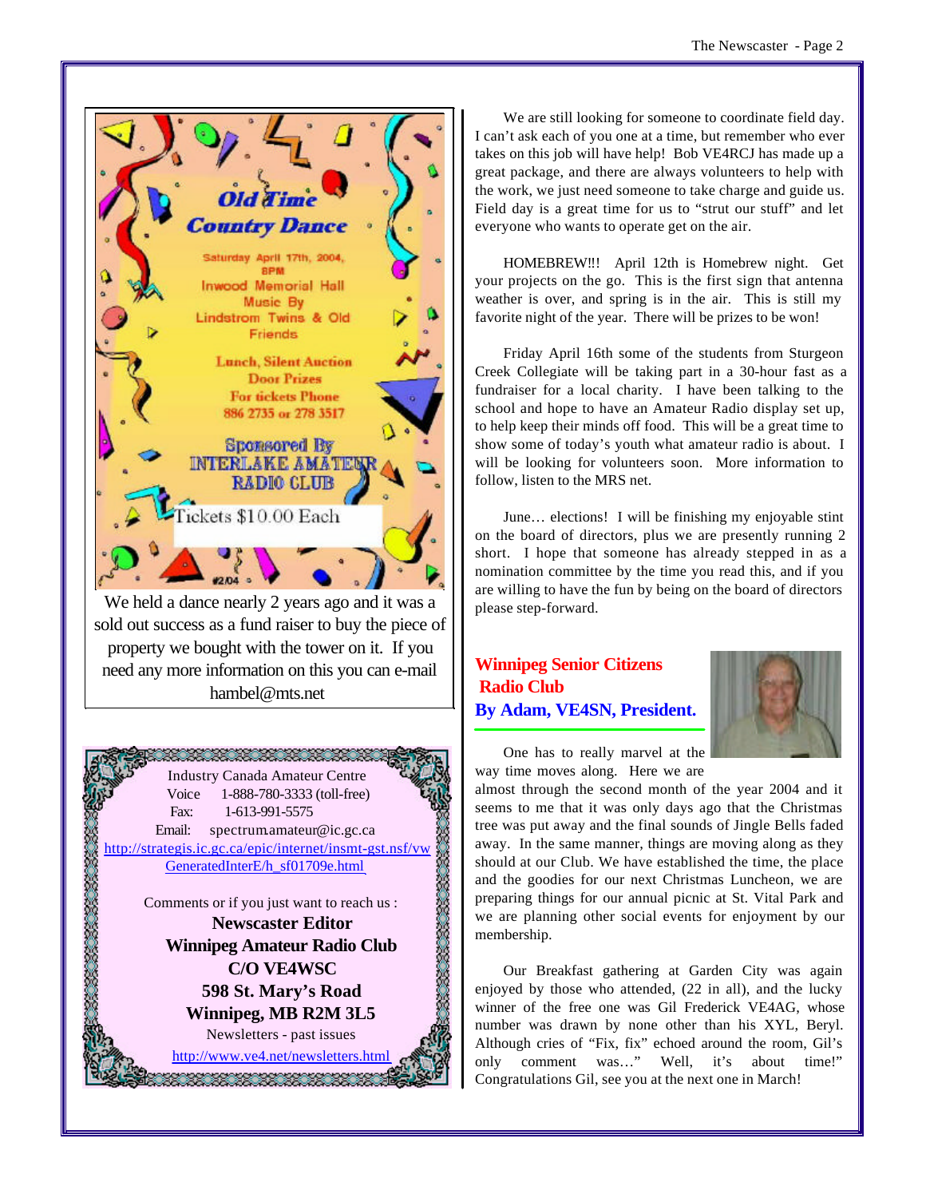**Old Time Country Dance**

Saturday April 17th, 2004, 8PM
Inwood Memorial Hall
Music By
Lindstrom Twins & Old Friends

Lunch, Silent Auction
Door Prizes
For tickets Phone
886 2735 or 278 3517

Sponsored By
INTERLAKE AMATEUR RADIO CLUB

Tickets $10.00 Each

We held a dance nearly 2 years ago and it was a sold out success as a fund raiser to buy the piece of property we bought with the tower on it. If you need any more information on this you can e-mail hambel@mts.net

Industry Canada Amateur Centre
Voice 1-888-780-3333 (toll-free)
Fax: 1-613-991-5575
Email: spectrum.amateur@ic.gc.ca
http://strategis.ic.gc.ca/epic/internet/insmt-gst.nsf/vwGeneratedInterE/h_sf01709e.html

Comments or if you just want to reach us :
**Newscaster Editor**
**Winnipeg Amateur Radio Club**
**C/O VE4WSC**
**598 St. Mary's Road**
**Winnipeg, MB R2M 3L5**
Newsletters - past issues
http://www.ve4.net/newsletters.html

We are still looking for someone to coordinate field day. I can't ask each of you one at a time, but remember who ever takes on this job will have help! Bob VE4RCJ has made up a great package, and there are always volunteers to help with the work, we just need someone to take charge and guide us. Field day is a great time for us to "strut our stuff" and let everyone who wants to operate get on the air.

HOMEBREW!!! April 12th is Homebrew night. Get your projects on the go. This is the first sign that antenna weather is over, and spring is in the air. This is still my favorite night of the year. There will be prizes to be won!

Friday April 16th some of the students from Sturgeon Creek Collegiate will be taking part in a 30-hour fast as a fundraiser for a local charity. I have been talking to the school and hope to have an Amateur Radio display set up, to help keep their minds off food. This will be a great time to show some of today's youth what amateur radio is about. I will be looking for volunteers soon. More information to follow, listen to the MRS net.

June… elections! I will be finishing my enjoyable stint on the board of directors, plus we are presently running 2 short. I hope that someone has already stepped in as a nomination committee by the time you read this, and if you are willing to have the fun by being on the board of directors please step-forward.

## Winnipeg Senior Citizens Radio Club

### By Adam, VE4SN, President.

One has to really marvel at the way time moves along. Here we are almost through the second month of the year 2004 and it seems to me that it was only days ago that the Christmas tree was put away and the final sounds of Jingle Bells faded away. In the same manner, things are moving along as they should at our Club. We have established the time, the place and the goodies for our next Christmas Luncheon, we are preparing things for our annual picnic at St. Vital Park and we are planning other social events for enjoyment by our membership.

Our Breakfast gathering at Garden City was again enjoyed by those who attended, (22 in all), and the lucky winner of the free one was Gil Frederick VE4AG, whose number was drawn by none other than his XYL, Beryl. Although cries of "Fix, fix" echoed around the room, Gil's only comment was…" Well, it's about time!" Congratulations Gil, see you at the next one in March!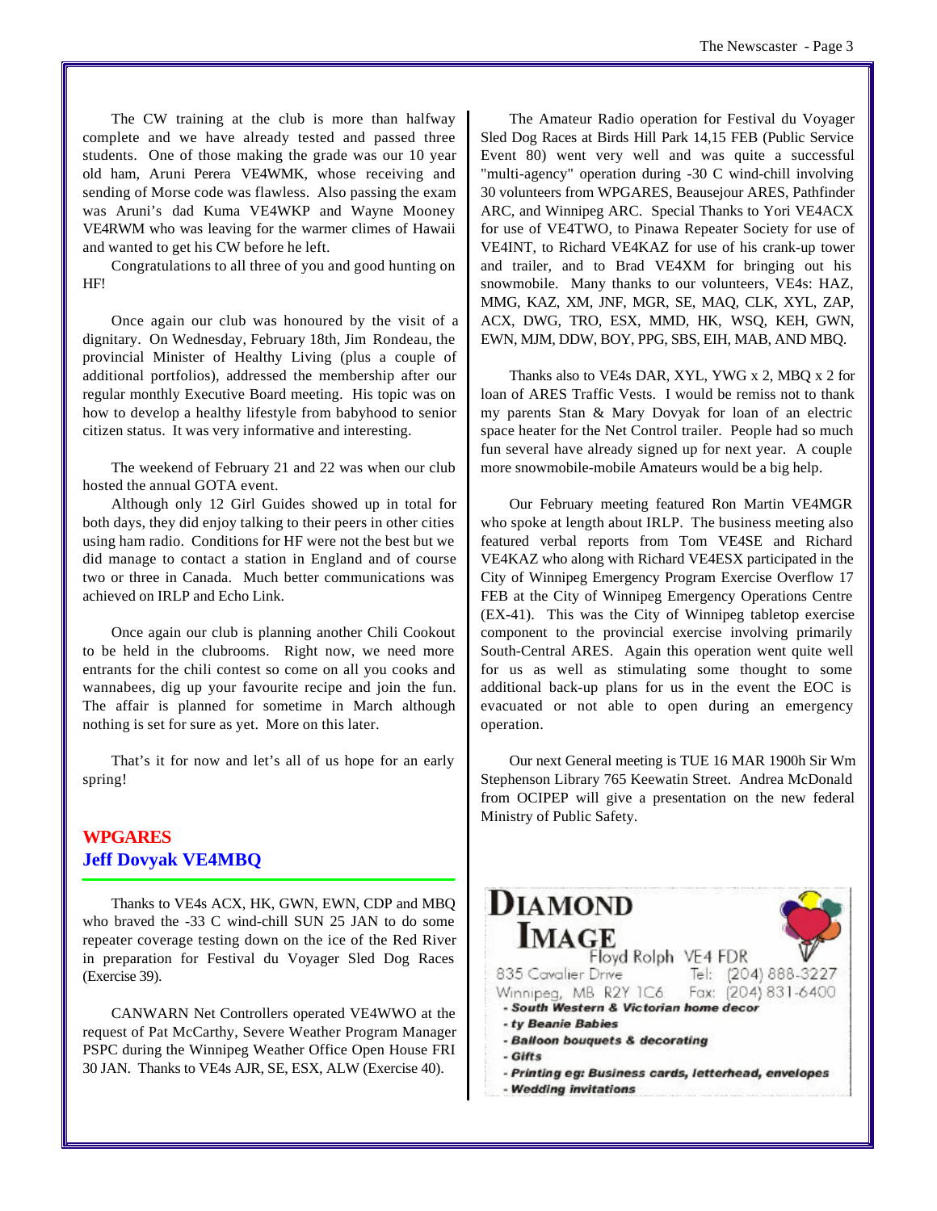The CW training at the club is more than halfway complete and we have already tested and passed three students. One of those making the grade was our 10 year old ham, Aruni Perera VE4WMK, whose receiving and sending of Morse code was flawless. Also passing the exam was Aruni's dad Kuma VE4WKP and Wayne Mooney VE4RWM who was leaving for the warmer climes of Hawaii and wanted to get his CW before he left.

Congratulations to all three of you and good hunting on HF!

Once again our club was honoured by the visit of a dignitary. On Wednesday, February 18th, Jim Rondeau, the provincial Minister of Healthy Living (plus a couple of additional portfolios), addressed the membership after our regular monthly Executive Board meeting. His topic was on how to develop a healthy lifestyle from babyhood to senior citizen status. It was very informative and interesting.

The weekend of February 21 and 22 was when our club hosted the annual GOTA event.

Although only 12 Girl Guides showed up in total for both days, they did enjoy talking to their peers in other cities using ham radio. Conditions for HF were not the best but we did manage to contact a station in England and of course two or three in Canada. Much better communications was achieved on IRLP and Echo Link.

Once again our club is planning another Chili Cookout to be held in the clubrooms. Right now, we need more entrants for the chili contest so come on all you cooks and wannabees, dig up your favourite recipe and join the fun. The affair is planned for sometime in March although nothing is set for sure as yet. More on this later.

That's it for now and let's all of us hope for an early spring!

## WPGARES
## Jeff Dovyak VE4MBQ

Thanks to VE4s ACX, HK, GWN, EWN, CDP and MBQ who braved the -33 C wind-chill SUN 25 JAN to do some repeater coverage testing down on the ice of the Red River in preparation for Festival du Voyager Sled Dog Races (Exercise 39).

CANWARN Net Controllers operated VE4WWO at the request of Pat McCarthy, Severe Weather Program Manager PSPC during the Winnipeg Weather Office Open House FRI 30 JAN. Thanks to VE4s AJR, SE, ESX, ALW (Exercise 40).

The Amateur Radio operation for Festival du Voyager Sled Dog Races at Birds Hill Park 14,15 FEB (Public Service Event 80) went very well and was quite a successful "multi-agency" operation during -30 C wind-chill involving 30 volunteers from WPGARES, Beausejour ARES, Pathfinder ARC, and Winnipeg ARC. Special Thanks to Yori VE4ACX for use of VE4TWO, to Pinawa Repeater Society for use of VE4INT, to Richard VE4KAZ for use of his crank-up tower and trailer, and to Brad VE4XM for bringing out his snowmobile. Many thanks to our volunteers, VE4s: HAZ, MMG, KAZ, XM, JNF, MGR, SE, MAQ, CLK, XYL, ZAP, ACX, DWG, TRO, ESX, MMD, HK, WSQ, KEH, GWN, EWN, MJM, DDW, BOY, PPG, SBS, EIH, MAB, AND MBQ.

Thanks also to VE4s DAR, XYL, YWG x 2, MBQ x 2 for loan of ARES Traffic Vests. I would be remiss not to thank my parents Stan & Mary Dovyak for loan of an electric space heater for the Net Control trailer. People had so much fun several have already signed up for next year. A couple more snowmobile-mobile Amateurs would be a big help.

Our February meeting featured Ron Martin VE4MGR who spoke at length about IRLP. The business meeting also featured verbal reports from Tom VE4SE and Richard VE4KAZ who along with Richard VE4ESX participated in the City of Winnipeg Emergency Program Exercise Overflow 17 FEB at the City of Winnipeg Emergency Operations Centre (EX-41). This was the City of Winnipeg tabletop exercise component to the provincial exercise involving primarily South-Central ARES. Again this operation went quite well for us as well as stimulating some thought to some additional back-up plans for us in the event the EOC is evacuated or not able to open during an emergency operation.

Our next General meeting is TUE 16 MAR 1900h Sir Wm Stephenson Library 765 Keewatin Street. Andrea McDonald from OCIPEP will give a presentation on the new federal Ministry of Public Safety.

**DIAMOND IMAGE**

Floyd Rolph VE4 FDR

835 Cavalier Drive Tel: (204) 888-3227

Winnipeg, MB R2Y 1C6 Fax: (204) 831-6400

- *South Western & Victorian home decor*
- *ty Beanie Babies*
- *Balloon bouquets & decorating*
- *Gifts*
- *Printing eg: Business cards, letterhead, envelopes*
- *Wedding invitations*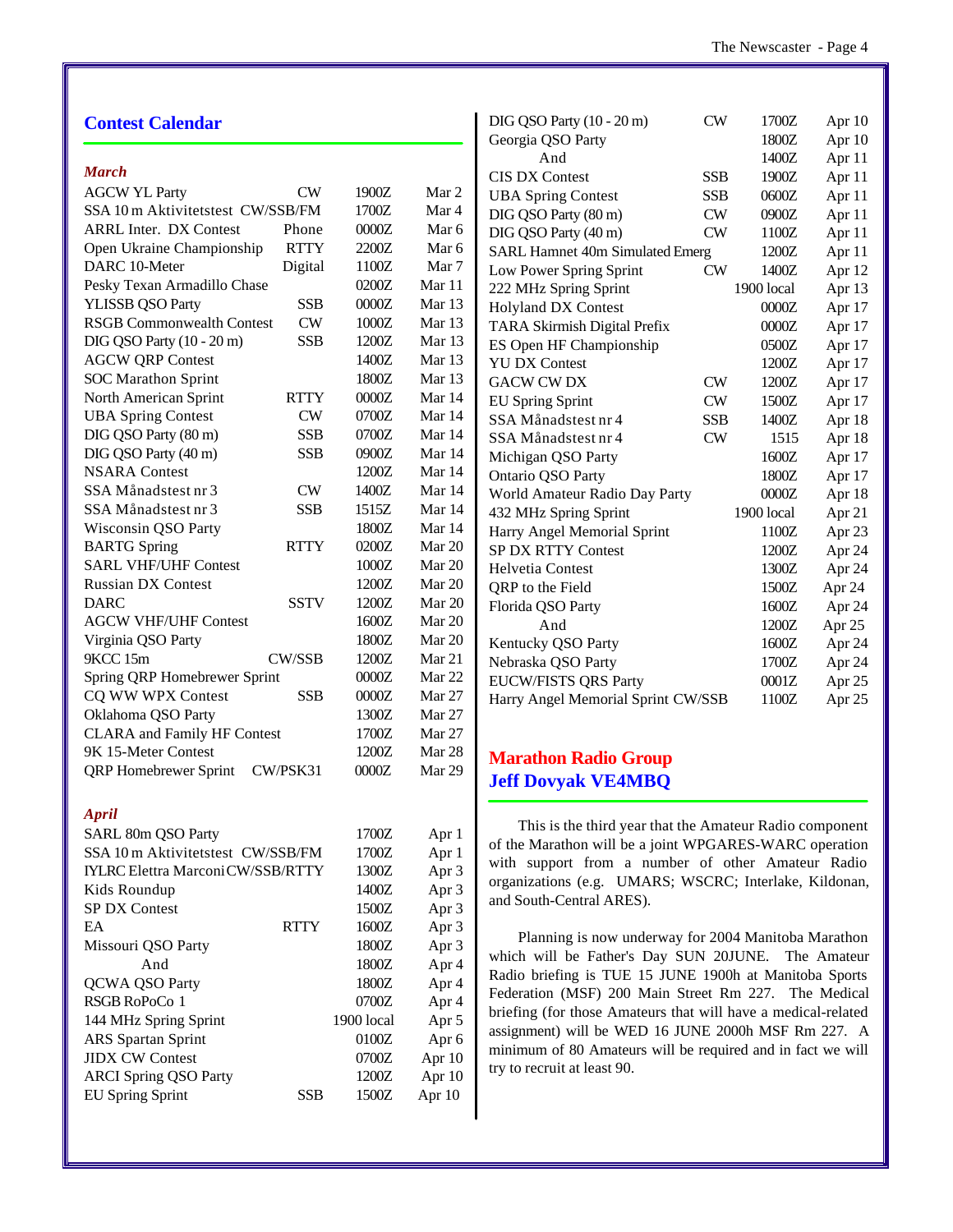## Contest Calendar

*March*

| Contest | Mode | Time | Date |
|---|---|---|---|
| AGCW YL Party | CW | 1900Z | Mar 2 |
| SSA 10 m Aktivitetstest | CW/SSB/FM | 1700Z | Mar 4 |
| ARRL Inter. DX Contest | Phone | 0000Z | Mar 6 |
| Open Ukraine Championship | RTTY | 2200Z | Mar 6 |
| DARC 10-Meter | Digital | 1100Z | Mar 7 |
| Pesky Texan Armadillo Chase | | 0200Z | Mar 11 |
| YLISSB QSO Party | SSB | 0000Z | Mar 13 |
| RSGB Commonwealth Contest | CW | 1000Z | Mar 13 |
| DIG QSO Party (10 - 20 m) | SSB | 1200Z | Mar 13 |
| AGCW QRP Contest | | 1400Z | Mar 13 |
| SOC Marathon Sprint | | 1800Z | Mar 13 |
| North American Sprint | RTTY | 0000Z | Mar 14 |
| UBA Spring Contest | CW | 0700Z | Mar 14 |
| DIG QSO Party (80 m) | SSB | 0700Z | Mar 14 |
| DIG QSO Party (40 m) | SSB | 0900Z | Mar 14 |
| NSARA Contest | | 1200Z | Mar 14 |
| SSA Månadstest nr 3 | CW | 1400Z | Mar 14 |
| SSA Månadstest nr 3 | SSB | 1515Z | Mar 14 |
| Wisconsin QSO Party | | 1800Z | Mar 14 |
| BARTG Spring | RTTY | 0200Z | Mar 20 |
| SARL VHF/UHF Contest | | 1000Z | Mar 20 |
| Russian DX Contest | | 1200Z | Mar 20 |
| DARC | SSTV | 1200Z | Mar 20 |
| AGCW VHF/UHF Contest | | 1600Z | Mar 20 |
| Virginia QSO Party | | 1800Z | Mar 20 |
| 9KCC 15m | CW/SSB | 1200Z | Mar 21 |
| Spring QRP Homebrewer Sprint | | 0000Z | Mar 22 |
| CQ WW WPX Contest | SSB | 0000Z | Mar 27 |
| Oklahoma QSO Party | | 1300Z | Mar 27 |
| CLARA and Family HF Contest | | 1700Z | Mar 27 |
| 9K 15-Meter Contest | | 1200Z | Mar 28 |
| QRP Homebrewer Sprint | CW/PSK31 | 0000Z | Mar 29 |

*April*

| Contest | Mode | Time | Date |
|---|---|---|---|
| SARL 80m QSO Party | | 1700Z | Apr 1 |
| SSA 10 m Aktivitetstest | CW/SSB/FM | 1700Z | Apr 1 |
| IYLRC Elettra Marconi | CW/SSB/RTTY | 1300Z | Apr 3 |
| Kids Roundup | | 1400Z | Apr 3 |
| SP DX Contest | | 1500Z | Apr 3 |
| EA | RTTY | 1600Z | Apr 3 |
| Missouri QSO Party | | 1800Z | Apr 3 |
| And | | 1800Z | Apr 4 |
| QCWA QSO Party | | 1800Z | Apr 4 |
| RSGB RoPoCo 1 | | 0700Z | Apr 4 |
| 144 MHz Spring Sprint | | 1900 local | Apr 5 |
| ARS Spartan Sprint | | 0100Z | Apr 6 |
| JIDX CW Contest | | 0700Z | Apr 10 |
| ARCI Spring QSO Party | | 1200Z | Apr 10 |
| EU Spring Sprint | SSB | 1500Z | Apr 10 |
| DIG QSO Party (10 - 20 m) | CW | 1700Z | Apr 10 |
| Georgia QSO Party | | 1800Z | Apr 10 |
| And | | 1400Z | Apr 11 |
| CIS DX Contest | SSB | 1900Z | Apr 11 |
| UBA Spring Contest | SSB | 0600Z | Apr 11 |
| DIG QSO Party (80 m) | CW | 0900Z | Apr 11 |
| DIG QSO Party (40 m) | CW | 1100Z | Apr 11 |
| SARL Hamnet 40m Simulated Emerg | | 1200Z | Apr 11 |
| Low Power Spring Sprint | CW | 1400Z | Apr 12 |
| 222 MHz Spring Sprint | | 1900 local | Apr 13 |
| Holyland DX Contest | | 0000Z | Apr 17 |
| TARA Skirmish Digital Prefix | | 0000Z | Apr 17 |
| ES Open HF Championship | | 0500Z | Apr 17 |
| YU DX Contest | | 1200Z | Apr 17 |
| GACW CW DX | CW | 1200Z | Apr 17 |
| EU Spring Sprint | CW | 1500Z | Apr 17 |
| SSA Månadstest nr 4 | SSB | 1400Z | Apr 18 |
| SSA Månadstest nr 4 | CW | 1515 | Apr 18 |
| Michigan QSO Party | | 1600Z | Apr 17 |
| Ontario QSO Party | | 1800Z | Apr 17 |
| World Amateur Radio Day Party | | 0000Z | Apr 18 |
| 432 MHz Spring Sprint | | 1900 local | Apr 21 |
| Harry Angel Memorial Sprint | | 1100Z | Apr 23 |
| SP DX RTTY Contest | | 1200Z | Apr 24 |
| Helvetia Contest | | 1300Z | Apr 24 |
| QRP to the Field | | 1500Z | Apr 24 |
| Florida QSO Party | | 1600Z | Apr 24 |
| And | | 1200Z | Apr 25 |
| Kentucky QSO Party | | 1600Z | Apr 24 |
| Nebraska QSO Party | | 1700Z | Apr 24 |
| EUCW/FISTS QRS Party | | 0001Z | Apr 25 |
| Harry Angel Memorial Sprint CW/SSB | | 1100Z | Apr 25 |

## Marathon Radio Group
## Jeff Dovyak VE4MBQ

This is the third year that the Amateur Radio component of the Marathon will be a joint WPGARES-WARC operation with support from a number of other Amateur Radio organizations (e.g. UMARS; WSCRC; Interlake, Kildonan, and South-Central ARES).

Planning is now underway for 2004 Manitoba Marathon which will be Father's Day SUN 20JUNE. The Amateur Radio briefing is TUE 15 JUNE 1900h at Manitoba Sports Federation (MSF) 200 Main Street Rm 227. The Medical briefing (for those Amateurs that will have a medical-related assignment) will be WED 16 JUNE 2000h MSF Rm 227. A minimum of 80 Amateurs will be required and in fact we will try to recruit at least 90.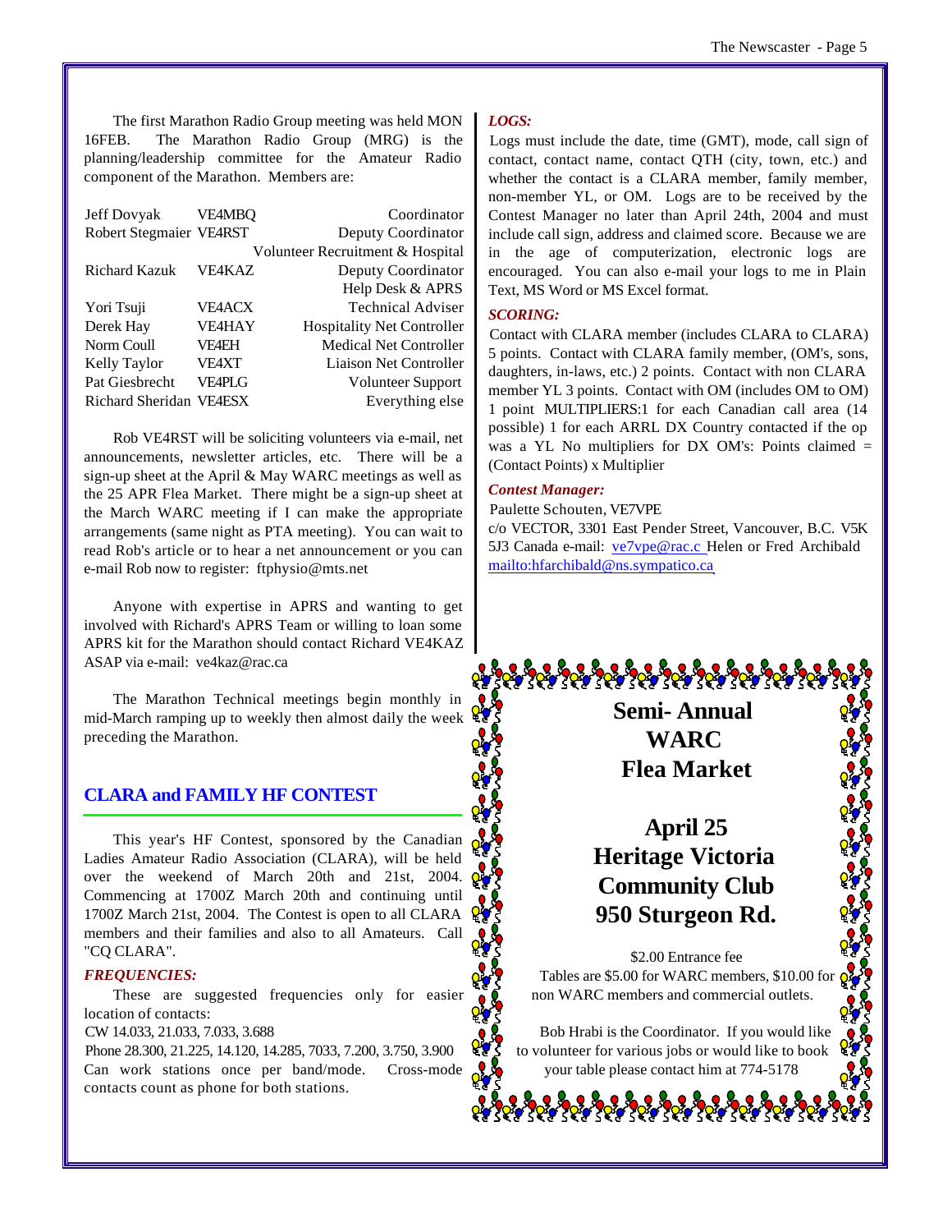The first Marathon Radio Group meeting was held MON 16FEB. The Marathon Radio Group (MRG) is the planning/leadership committee for the Amateur Radio component of the Marathon. Members are:

| | | |
|---|---|---|
| Jeff Dovyak | VE4MBQ | Coordinator |
| Robert Stegmaier | VE4RST | Deputy Coordinator Volunteer Recruitment & Hospital |
| Richard Kazuk | VE4KAZ | Deputy Coordinator Help Desk & APRS |
| Yori Tsuji | VE4ACX | Technical Adviser |
| Derek Hay | VE4HAY | Hospitality Net Controller |
| Norm Coull | VE4EH | Medical Net Controller |
| Kelly Taylor | VE4XT | Liaison Net Controller |
| Pat Giesbrecht | VE4PLG | Volunteer Support |
| Richard Sheridan | VE4ESX | Everything else |

Rob VE4RST will be soliciting volunteers via e-mail, net announcements, newsletter articles, etc. There will be a sign-up sheet at the April & May WARC meetings as well as the 25 APR Flea Market. There might be a sign-up sheet at the March WARC meeting if I can make the appropriate arrangements (same night as PTA meeting). You can wait to read Rob's article or to hear a net announcement or you can e-mail Rob now to register: ftphysio@mts.net

Anyone with expertise in APRS and wanting to get involved with Richard's APRS Team or willing to loan some APRS kit for the Marathon should contact Richard VE4KAZ ASAP via e-mail: ve4kaz@rac.ca

The Marathon Technical meetings begin monthly in mid-March ramping up to weekly then almost daily the week preceding the Marathon.

## CLARA and FAMILY HF CONTEST

This year's HF Contest, sponsored by the Canadian Ladies Amateur Radio Association (CLARA), will be held over the weekend of March 20th and 21st, 2004. Commencing at 1700Z March 20th and continuing until 1700Z March 21st, 2004. The Contest is open to all CLARA members and their families and also to all Amateurs. Call "CQ CLARA".

***FREQUENCIES:***

These are suggested frequencies only for easier location of contacts:

CW 14.033, 21.033, 7.033, 3.688

Phone 28.300, 21.225, 14.120, 14.285, 7033, 7.200, 3.750, 3.900

Can work stations once per band/mode. Cross-mode contacts count as phone for both stations.

***LOGS:***

Logs must include the date, time (GMT), mode, call sign of contact, contact name, contact QTH (city, town, etc.) and whether the contact is a CLARA member, family member, non-member YL, or OM. Logs are to be received by the Contest Manager no later than April 24th, 2004 and must include call sign, address and claimed score. Because we are in the age of computerization, electronic logs are encouraged. You can also e-mail your logs to me in Plain Text, MS Word or MS Excel format.

***SCORING:***

Contact with CLARA member (includes CLARA to CLARA) 5 points. Contact with CLARA family member, (OM's, sons, daughters, in-laws, etc.) 2 points. Contact with non CLARA member YL 3 points. Contact with OM (includes OM to OM) 1 point MULTIPLIERS:1 for each Canadian call area (14 possible) 1 for each ARRL DX Country contacted if the op was a YL No multipliers for DX OM's: Points claimed = (Contact Points) x Multiplier

***Contest Manager:***

Paulette Schouten, VE7VPE

c/o VECTOR, 3301 East Pender Street, Vancouver, B.C. V5K 5J3 Canada e-mail: ve7vpe@rac.c Helen or Fred Archibald mailto:hfarchibald@ns.sympatico.ca

**Semi- Annual WARC Flea Market**

**April 25**
**Heritage Victoria Community Club**
**950 Sturgeon Rd.**

$2.00 Entrance fee

Tables are $5.00 for WARC members, $10.00 for non WARC members and commercial outlets.

Bob Hrabi is the Coordinator. If you would like to volunteer for various jobs or would like to book your table please contact him at 774-5178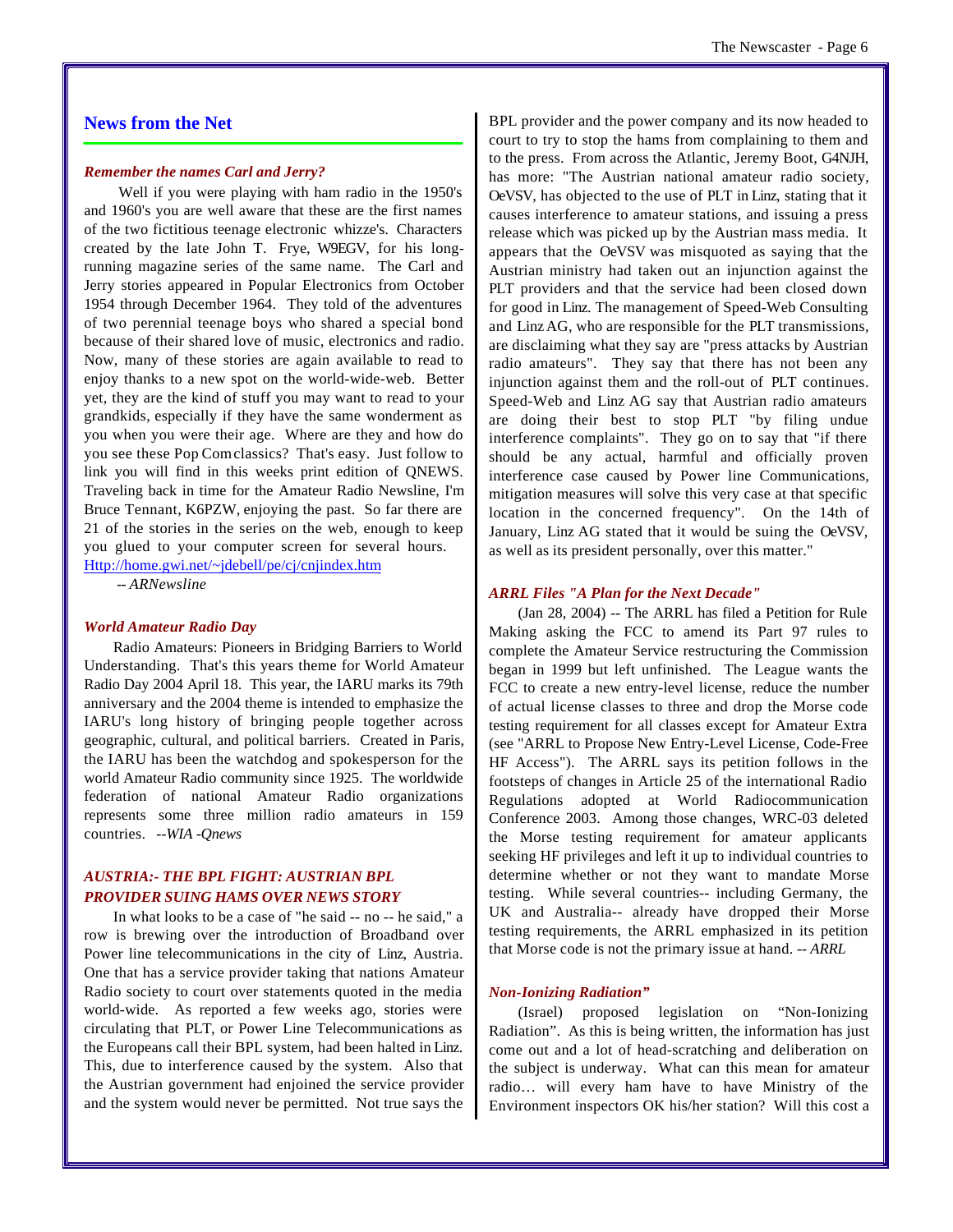## News from the Net

### *Remember the names Carl and Jerry?*

Well if you were playing with ham radio in the 1950's and 1960's you are well aware that these are the first names of the two fictitious teenage electronic whizze's. Characters created by the late John T. Frye, W9EGV, for his long-running magazine series of the same name. The Carl and Jerry stories appeared in Popular Electronics from October 1954 through December 1964. They told of the adventures of two perennial teenage boys who shared a special bond because of their shared love of music, electronics and radio. Now, many of these stories are again available to read to enjoy thanks to a new spot on the world-wide-web. Better yet, they are the kind of stuff you may want to read to your grandkids, especially if they have the same wonderment as you when you were their age. Where are they and how do you see these Pop Com classics? That's easy. Just follow to link you will find in this weeks print edition of QNEWS. Traveling back in time for the Amateur Radio Newsline, I'm Bruce Tennant, K6PZW, enjoying the past. So far there are 21 of the stories in the series on the web, enough to keep you glued to your computer screen for several hours. Http://home.gwi.net/~jdebell/pe/cj/cnjindex.htm

*-- ARNewsline*

### *World Amateur Radio Day*

Radio Amateurs: Pioneers in Bridging Barriers to World Understanding. That's this years theme for World Amateur Radio Day 2004 April 18. This year, the IARU marks its 79th anniversary and the 2004 theme is intended to emphasize the IARU's long history of bringing people together across geographic, cultural, and political barriers. Created in Paris, the IARU has been the watchdog and spokesperson for the world Amateur Radio community since 1925. The worldwide federation of national Amateur Radio organizations represents some three million radio amateurs in 159 countries. *--WIA -Qnews*

### *AUSTRIA:- THE BPL FIGHT: AUSTRIAN BPL PROVIDER SUING HAMS OVER NEWS STORY*

In what looks to be a case of "he said -- no -- he said," a row is brewing over the introduction of Broadband over Power line telecommunications in the city of Linz, Austria. One that has a service provider taking that nations Amateur Radio society to court over statements quoted in the media world-wide. As reported a few weeks ago, stories were circulating that PLT, or Power Line Telecommunications as the Europeans call their BPL system, had been halted in Linz. This, due to interference caused by the system. Also that the Austrian government had enjoined the service provider and the system would never be permitted. Not true says the BPL provider and the power company and its now headed to court to try to stop the hams from complaining to them and to the press. From across the Atlantic, Jeremy Boot, G4NJH, has more: "The Austrian national amateur radio society, OeVSV, has objected to the use of PLT in Linz, stating that it causes interference to amateur stations, and issuing a press release which was picked up by the Austrian mass media. It appears that the OeVSV was misquoted as saying that the Austrian ministry had taken out an injunction against the PLT providers and that the service had been closed down for good in Linz. The management of Speed-Web Consulting and Linz AG, who are responsible for the PLT transmissions, are disclaiming what they say are "press attacks by Austrian radio amateurs". They say that there has not been any injunction against them and the roll-out of PLT continues. Speed-Web and Linz AG say that Austrian radio amateurs are doing their best to stop PLT "by filing undue interference complaints". They go on to say that "if there should be any actual, harmful and officially proven interference case caused by Power line Communications, mitigation measures will solve this very case at that specific location in the concerned frequency". On the 14th of January, Linz AG stated that it would be suing the OeVSV, as well as its president personally, over this matter."

### *ARRL Files "A Plan for the Next Decade"*

(Jan 28, 2004) -- The ARRL has filed a Petition for Rule Making asking the FCC to amend its Part 97 rules to complete the Amateur Service restructuring the Commission began in 1999 but left unfinished. The League wants the FCC to create a new entry-level license, reduce the number of actual license classes to three and drop the Morse code testing requirement for all classes except for Amateur Extra (see "ARRL to Propose New Entry-Level License, Code-Free HF Access"). The ARRL says its petition follows in the footsteps of changes in Article 25 of the international Radio Regulations adopted at World Radiocommunication Conference 2003. Among those changes, WRC-03 deleted the Morse testing requirement for amateur applicants seeking HF privileges and left it up to individual countries to determine whether or not they want to mandate Morse testing. While several countries-- including Germany, the UK and Australia-- already have dropped their Morse testing requirements, the ARRL emphasized in its petition that Morse code is not the primary issue at hand. *-- ARRL*

### *Non-Ionizing Radiation"*

(Israel) proposed legislation on "Non-Ionizing Radiation". As this is being written, the information has just come out and a lot of head-scratching and deliberation on the subject is underway. What can this mean for amateur radio… will every ham have to have Ministry of the Environment inspectors OK his/her station? Will this cost a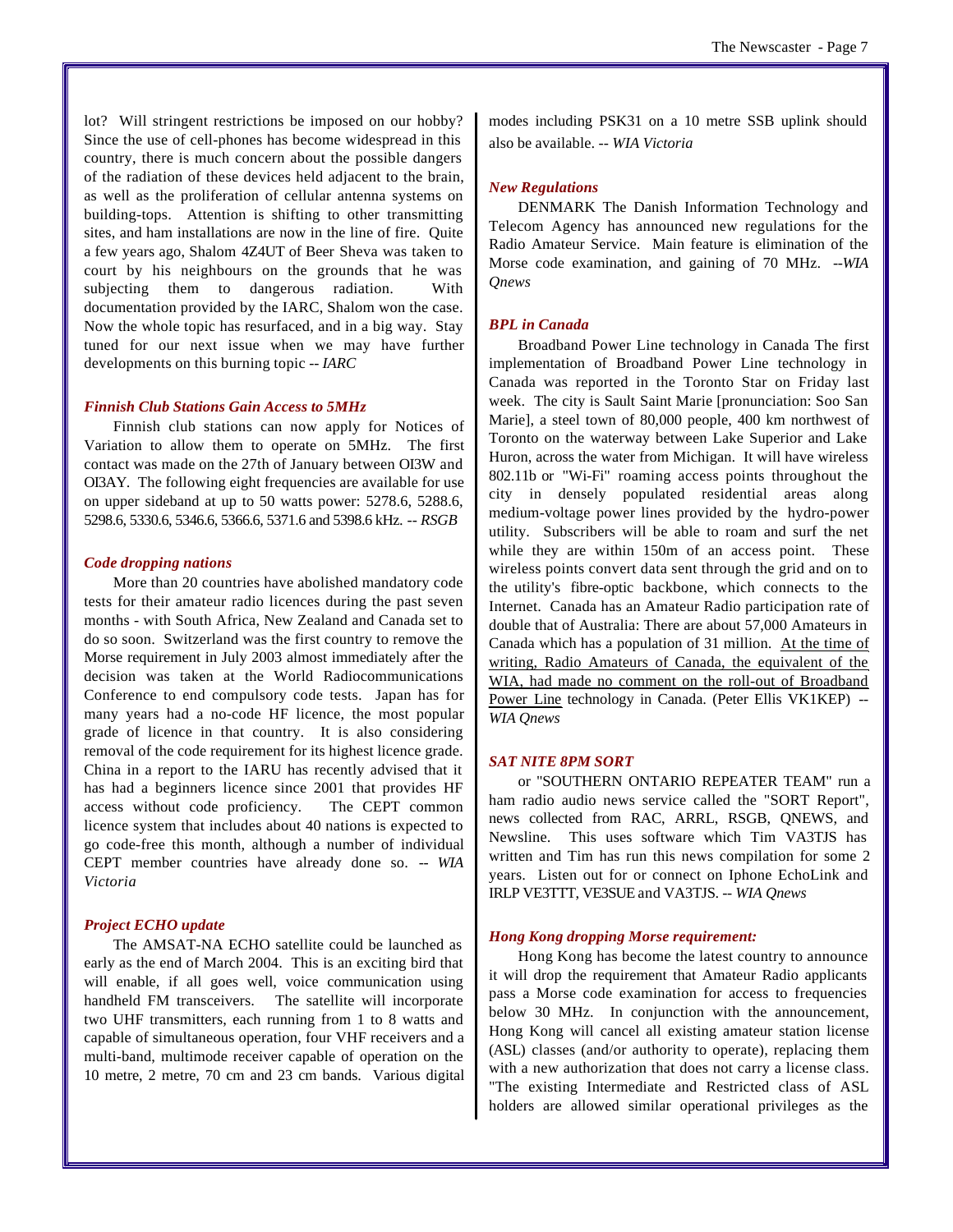lot? Will stringent restrictions be imposed on our hobby? Since the use of cell-phones has become widespread in this country, there is much concern about the possible dangers of the radiation of these devices held adjacent to the brain, as well as the proliferation of cellular antenna systems on building-tops. Attention is shifting to other transmitting sites, and ham installations are now in the line of fire. Quite a few years ago, Shalom 4Z4UT of Beer Sheva was taken to court by his neighbours on the grounds that he was subjecting them to dangerous radiation. With documentation provided by the IARC, Shalom won the case. Now the whole topic has resurfaced, and in a big way. Stay tuned for our next issue when we may have further developments on this burning topic -- *IARC*

### *Finnish Club Stations Gain Access to 5MHz*

Finnish club stations can now apply for Notices of Variation to allow them to operate on 5MHz. The first contact was made on the 27th of January between OI3W and OI3AY. The following eight frequencies are available for use on upper sideband at up to 50 watts power: 5278.6, 5288.6, 5298.6, 5330.6, 5346.6, 5366.6, 5371.6 and 5398.6 kHz. -- *RSGB*

### *Code dropping nations*

More than 20 countries have abolished mandatory code tests for their amateur radio licences during the past seven months - with South Africa, New Zealand and Canada set to do so soon. Switzerland was the first country to remove the Morse requirement in July 2003 almost immediately after the decision was taken at the World Radiocommunications Conference to end compulsory code tests. Japan has for many years had a no-code HF licence, the most popular grade of licence in that country. It is also considering removal of the code requirement for its highest licence grade. China in a report to the IARU has recently advised that it has had a beginners licence since 2001 that provides HF access without code proficiency. The CEPT common licence system that includes about 40 nations is expected to go code-free this month, although a number of individual CEPT member countries have already done so. -- *WIA Victoria*

### *Project ECHO update*

The AMSAT-NA ECHO satellite could be launched as early as the end of March 2004. This is an exciting bird that will enable, if all goes well, voice communication using handheld FM transceivers. The satellite will incorporate two UHF transmitters, each running from 1 to 8 watts and capable of simultaneous operation, four VHF receivers and a multi-band, multimode receiver capable of operation on the 10 metre, 2 metre, 70 cm and 23 cm bands. Various digital modes including PSK31 on a 10 metre SSB uplink should also be available. -- *WIA Victoria*

### *New Regulations*

DENMARK The Danish Information Technology and Telecom Agency has announced new regulations for the Radio Amateur Service. Main feature is elimination of the Morse code examination, and gaining of 70 MHz. --*WIA Qnews*

### *BPL in Canada*

Broadband Power Line technology in Canada The first implementation of Broadband Power Line technology in Canada was reported in the Toronto Star on Friday last week. The city is Sault Saint Marie [pronunciation: Soo San Marie], a steel town of 80,000 people, 400 km northwest of Toronto on the waterway between Lake Superior and Lake Huron, across the water from Michigan. It will have wireless 802.11b or "Wi-Fi" roaming access points throughout the city in densely populated residential areas along medium-voltage power lines provided by the hydro-power utility. Subscribers will be able to roam and surf the net while they are within 150m of an access point. These wireless points convert data sent through the grid and on to the utility's fibre-optic backbone, which connects to the Internet. Canada has an Amateur Radio participation rate of double that of Australia: There are about 57,000 Amateurs in Canada which has a population of 31 million. <u>At the time of writing, Radio Amateurs of Canada, the equivalent of the WIA, had made no comment on the roll-out of Broadband Power Line</u> technology in Canada. (Peter Ellis VK1KEP) -- *WIA Qnews*

### *SAT NITE 8PM SORT*

or "SOUTHERN ONTARIO REPEATER TEAM" run a ham radio audio news service called the "SORT Report", news collected from RAC, ARRL, RSGB, QNEWS, and Newsline. This uses software which Tim VA3TJS has written and Tim has run this news compilation for some 2 years. Listen out for or connect on Iphone EchoLink and IRLP VE3TTT, VE3SUE and VA3TJS. -- *WIA Qnews*

### *Hong Kong dropping Morse requirement:*

Hong Kong has become the latest country to announce it will drop the requirement that Amateur Radio applicants pass a Morse code examination for access to frequencies below 30 MHz. In conjunction with the announcement, Hong Kong will cancel all existing amateur station license (ASL) classes (and/or authority to operate), replacing them with a new authorization that does not carry a license class. "The existing Intermediate and Restricted class of ASL holders are allowed similar operational privileges as the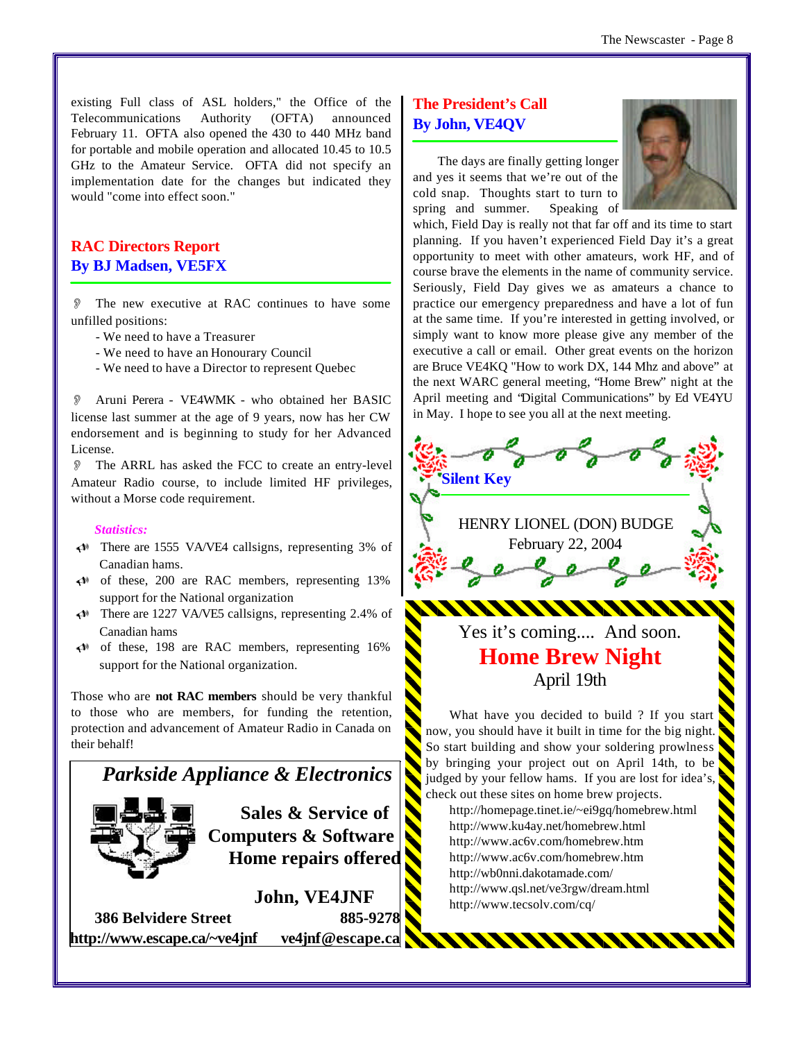existing Full class of ASL holders," the Office of the Telecommunications Authority (OFTA) announced February 11. OFTA also opened the 430 to 440 MHz band for portable and mobile operation and allocated 10.45 to 10.5 GHz to the Amateur Service. OFTA did not specify an implementation date for the changes but indicated they would "come into effect soon."

## RAC Directors Report
## By BJ Madsen, VE5FX

- The new executive at RAC continues to have some unfilled positions:
  - We need to have a Treasurer
  - We need to have an Honourary Council
  - We need to have a Director to represent Quebec

- Aruni Perera - VE4WMK - who obtained her BASIC license last summer at the age of 9 years, now has her CW endorsement and is beginning to study for her Advanced License.
- The ARRL has asked the FCC to create an entry-level Amateur Radio course, to include limited HF privileges, without a Morse code requirement.

*Statistics:*

- There are 1555 VA/VE4 callsigns, representing 3% of Canadian hams.
- of these, 200 are RAC members, representing 13% support for the National organization
- There are 1227 VA/VE5 callsigns, representing 2.4% of Canadian hams
- of these, 198 are RAC members, representing 16% support for the National organization.

Those who are **not RAC members** should be very thankful to those who are members, for funding the retention, protection and advancement of Amateur Radio in Canada on their behalf!

***Parkside Appliance & Electronics***

**Sales & Service of Computers & Software**
**Home repairs offered**

**John, VE4JNF**
**386 Belvidere Street** **885-9278**
**http://www.escape.ca/~ve4jnf** **ve4jnf@escape.ca**

## The President's Call
## By John, VE4QV

The days are finally getting longer and yes it seems that we're out of the cold snap. Thoughts start to turn to spring and summer. Speaking of which, Field Day is really not that far off and its time to start planning. If you haven't experienced Field Day it's a great opportunity to meet with other amateurs, work HF, and of course brave the elements in the name of community service. Seriously, Field Day gives we as amateurs a chance to practice our emergency preparedness and have a lot of fun at the same time. If you're interested in getting involved, or simply want to know more please give any member of the executive a call or email. Other great events on the horizon are Bruce VE4KQ "How to work DX, 144 Mhz and above" at the next WARC general meeting, "Home Brew" night at the April meeting and "Digital Communications" by Ed VE4YU in May. I hope to see you all at the next meeting.

## Silent Key

HENRY LIONEL (DON) BUDGE
February 22, 2004

Yes it's coming.... And soon.

## Home Brew Night
April 19th

What have you decided to build ? If you start now, you should have it built in time for the big night. So start building and show your soldering prowlness by bringing your project out on April 14th, to be judged by your fellow hams. If you are lost for idea's, check out these sites on home brew projects.

http://homepage.tinet.ie/~ei9gq/homebrew.html
http://www.ku4ay.net/homebrew.html
http://www.ac6v.com/homebrew.htm
http://www.ac6v.com/homebrew.htm
http://wb0nni.dakotamade.com/
http://www.qsl.net/ve3rgw/dream.html
http://www.tecsolv.com/cq/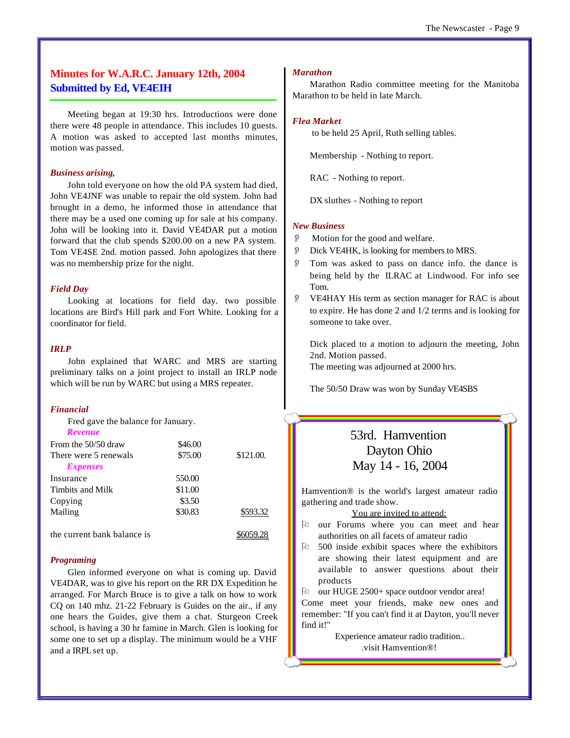## Minutes for W.A.R.C. January 12th, 2004
## Submitted by Ed, VE4EIH

Meeting began at 19:30 hrs. Introductions were done there were 48 people in attendance. This includes 10 guests. A motion was asked to accepted last months minutes, motion was passed.

### *Business arising,*

John told everyone on how the old PA system had died, John VE4JNF was unable to repair the old system. John had brought in a demo, he informed those in attendance that there may be a used one coming up for sale at his company. John will be looking into it. David VE4DAR put a motion forward that the club spends $200.00 on a new PA system. Tom VE4SE 2nd. motion passed. John apologizes that there was no membership prize for the night.

### *Field Day*

Looking at locations for field day. two possible locations are Bird's Hill park and Fort White. Looking for a coordinator for field.

### *IRLP*

John explained that WARC and MRS are starting preliminary talks on a joint project to install an IRLP node which will be run by WARC but using a MRS repeater.

### *Financial*

Fred gave the balance for January.

| | | |
|---|---|---|
| ***Revenue*** | | |
| From the 50/50 draw | $46.00 | |
| There were 5 renewals | $75.00 | $121.00. |
| ***Expenses*** | | |
| Insurance | 550.00 | |
| Timbits and Milk | $11.00 | |
| Copying | $3.50 | |
| Mailing | $30.83 | $593.32 |
| the current bank balance is | | $6059.28 |

### *Programing*

Glen informed everyone on what is coming up. David VE4DAR, was to give his report on the RR DX Expedition he arranged. For March Bruce is to give a talk on how to work CQ on 140 mhz. 21-22 February is Guides on the air., if any one hears the Guides, give them a chat. Sturgeon Creek school, is having a 30 hr famine in March. Glen is looking for some one to set up a display. The minimum would be a VHF and a IRPL set up.

### *Marathon*

Marathon Radio committee meeting for the Manitoba Marathon to be held in late March.

### *Flea Market*

to be held 25 April, Ruth selling tables.

Membership - Nothing to report.

RAC - Nothing to report.

DX sluthes - Nothing to report

### *New Business*

- Motion for the good and welfare.
- Dick VE4HK, is looking for members to MRS.
- Tom was asked to pass on dance info. the dance is being held by the ILRAC at Lindwood. For info see Tom.
- VE4HAY His term as section manager for RAC is about to expire. He has done 2 and 1/2 terms and is looking for someone to take over.

Dick placed to a motion to adjourn the meeting, John 2nd. Motion passed.
The meeting was adjourned at 2000 hrs.

The 50/50 Draw was won by Sunday VE4SBS

---

## 53rd. Hamvention
## Dayton Ohio
## May 14 - 16, 2004

Hamvention® is the world's largest amateur radio gathering and trade show.

<u>You are invited to attend:</u>

- our Forums where you can meet and hear authorities on all facets of amateur radio
- 500 inside exhibit spaces where the exhibitors are showing their latest equipment and are available to answer questions about their products
- our HUGE 2500+ space outdoor vendor area!

Come meet your friends, make new ones and remember: "If you can't find it at Dayton, you'll never find it!"

Experience amateur radio tradition..
.visit Hamvention®!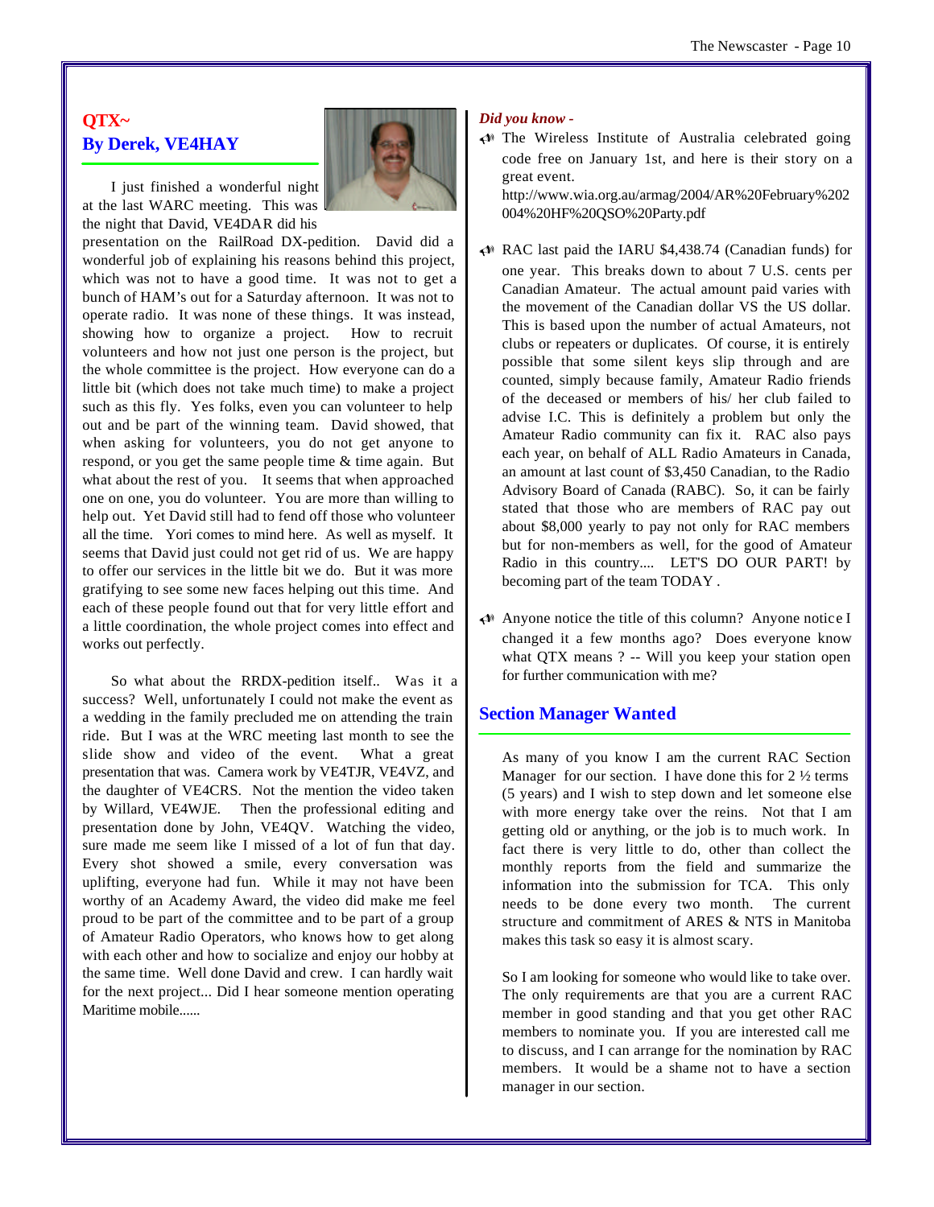## QTX~
## By Derek, VE4HAY

I just finished a wonderful night at the last WARC meeting. This was the night that David, VE4DAR did his presentation on the RailRoad DX-pedition. David did a wonderful job of explaining his reasons behind this project, which was not to have a good time. It was not to get a bunch of HAM's out for a Saturday afternoon. It was not to operate radio. It was none of these things. It was instead, showing how to organize a project. How to recruit volunteers and how not just one person is the project, but the whole committee is the project. How everyone can do a little bit (which does not take much time) to make a project such as this fly. Yes folks, even you can volunteer to help out and be part of the winning team. David showed, that when asking for volunteers, you do not get anyone to respond, or you get the same people time & time again. But what about the rest of you. It seems that when approached one on one, you do volunteer. You are more than willing to help out. Yet David still had to fend off those who volunteer all the time. Yori comes to mind here. As well as myself. It seems that David just could not get rid of us. We are happy to offer our services in the little bit we do. But it was more gratifying to see some new faces helping out this time. And each of these people found out that for very little effort and a little coordination, the whole project comes into effect and works out perfectly.

So what about the RRDX-pedition itself.. Was it a success? Well, unfortunately I could not make the event as a wedding in the family precluded me on attending the train ride. But I was at the WRC meeting last month to see the slide show and video of the event. What a great presentation that was. Camera work by VE4TJR, VE4VZ, and the daughter of VE4CRS. Not the mention the video taken by Willard, VE4WJE. Then the professional editing and presentation done by John, VE4QV. Watching the video, sure made me seem like I missed of a lot of fun that day. Every shot showed a smile, every conversation was uplifting, everyone had fun. While it may not have been worthy of an Academy Award, the video did make me feel proud to be part of the committee and to be part of a group of Amateur Radio Operators, who knows how to get along with each other and how to socialize and enjoy our hobby at the same time. Well done David and crew. I can hardly wait for the next project... Did I hear someone mention operating Maritime mobile......

*Did you know -*

- The Wireless Institute of Australia celebrated going code free on January 1st, and here is their story on a great event.
  http://www.wia.org.au/armag/2004/AR%20February%202004%20HF%20QSO%20Party.pdf

- RAC last paid the IARU $4,438.74 (Canadian funds) for one year. This breaks down to about 7 U.S. cents per Canadian Amateur. The actual amount paid varies with the movement of the Canadian dollar VS the US dollar. This is based upon the number of actual Amateurs, not clubs or repeaters or duplicates. Of course, it is entirely possible that some silent keys slip through and are counted, simply because family, Amateur Radio friends of the deceased or members of his/ her club failed to advise I.C. This is definitely a problem but only the Amateur Radio community can fix it. RAC also pays each year, on behalf of ALL Radio Amateurs in Canada, an amount at last count of $3,450 Canadian, to the Radio Advisory Board of Canada (RABC). So, it can be fairly stated that those who are members of RAC pay out about $8,000 yearly to pay not only for RAC members but for non-members as well, for the good of Amateur Radio in this country.... LET'S DO OUR PART! by becoming part of the team TODAY .

- Anyone notice the title of this column? Anyone notice I changed it a few months ago? Does everyone know what QTX means ? -- Will you keep your station open for further communication with me?

## Section Manager Wanted

As many of you know I am the current RAC Section Manager for our section. I have done this for 2 ½ terms (5 years) and I wish to step down and let someone else with more energy take over the reins. Not that I am getting old or anything, or the job is to much work. In fact there is very little to do, other than collect the monthly reports from the field and summarize the information into the submission for TCA. This only needs to be done every two month. The current structure and commitment of ARES & NTS in Manitoba makes this task so easy it is almost scary.

So I am looking for someone who would like to take over. The only requirements are that you are a current RAC member in good standing and that you get other RAC members to nominate you. If you are interested call me to discuss, and I can arrange for the nomination by RAC members. It would be a shame not to have a section manager in our section.